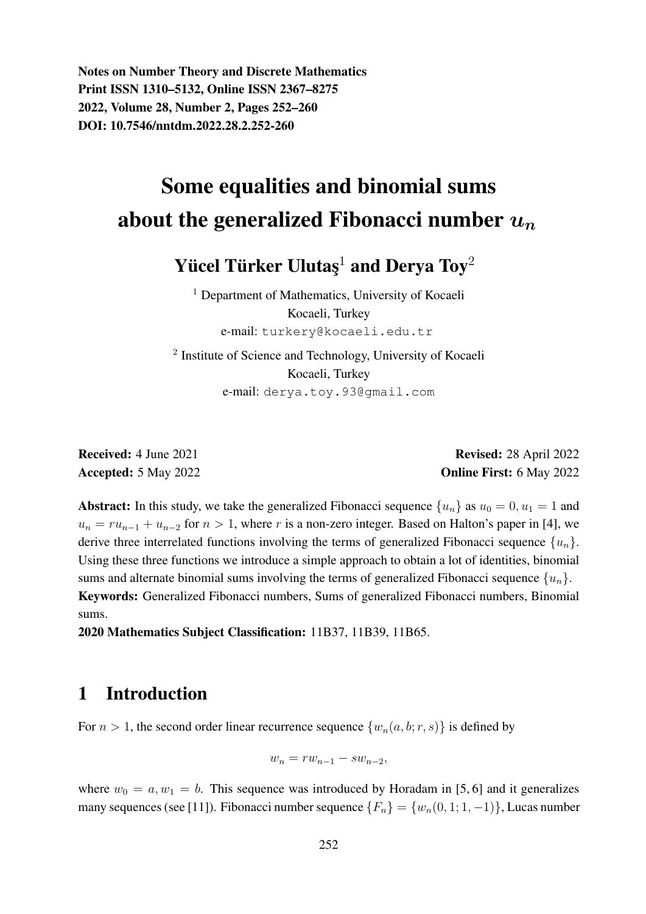Notes on Number Theory and Discrete Mathematics
Print ISSN 1310–5132, Online ISSN 2367–8275
2022, Volume 28, Number 2, Pages 252–260
DOI: 10.7546/nntdm.2022.28.2.252-260

# Some equalities and binomial sums about the generalized Fibonacci number $u_n$

**Yücel Türker Ulutaş[1] and Derya Toy[2]**

[1] Department of Mathematics, University of Kocaeli
Kocaeli, Turkey
e-mail: turkery@kocaeli.edu.tr

[2] Institute of Science and Technology, University of Kocaeli
Kocaeli, Turkey
e-mail: derya.toy.93@gmail.com

**Received:** 4 June 2021 **Revised:** 28 April 2022
**Accepted:** 5 May 2022 **Online First:** 6 May 2022

**Abstract:** In this study, we take the generalized Fibonacci sequence $\{u_n\}$ as $u_0 = 0, u_1 = 1$ and $u_n = ru_{n-1} + u_{n-2}$ for $n > 1$, where $r$ is a non-zero integer. Based on Halton's paper in [4], we derive three interrelated functions involving the terms of generalized Fibonacci sequence $\{u_n\}$. Using these three functions we introduce a simple approach to obtain a lot of identities, binomial sums and alternate binomial sums involving the terms of generalized Fibonacci sequence $\{u_n\}$.

**Keywords:** Generalized Fibonacci numbers, Sums of generalized Fibonacci numbers, Binomial sums.

**2020 Mathematics Subject Classification:** 11B37, 11B39, 11B65.

## 1 Introduction

For $n > 1$, the second order linear recurrence sequence $\{w_n(a, b; r, s)\}$ is defined by

$$w_n = rw_{n-1} - sw_{n-2},$$

where $w_0 = a, w_1 = b$. This sequence was introduced by Horadam in [5, 6] and it generalizes many sequences (see [11]). Fibonacci number sequence $\{F_n\} = \{w_n(0, 1; 1, -1)\}$, Lucas number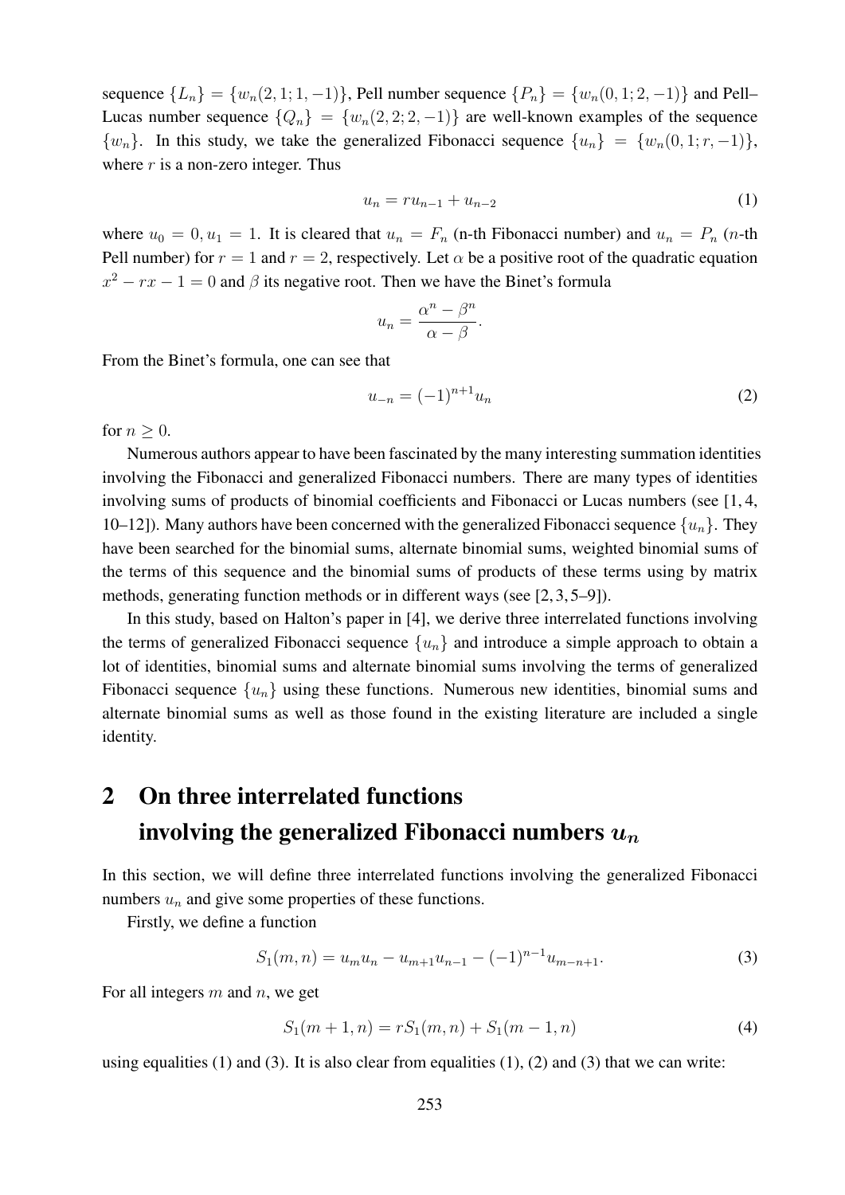sequence $\{L_n\} = \{w_n(2, 1; 1, -1)\}$, Pell number sequence $\{P_n\} = \{w_n(0, 1; 2, -1)\}$ and Pell–Lucas number sequence $\{Q_n\} = \{w_n(2, 2; 2, -1)\}$ are well-known examples of the sequence $\{w_n\}$. In this study, we take the generalized Fibonacci sequence $\{u_n\} = \{w_n(0, 1; r, -1)\}$, where $r$ is a non-zero integer. Thus

$$u_n = ru_{n-1} + u_{n-2} \tag{1}$$

where $u_0 = 0, u_1 = 1$. It is cleared that $u_n = F_n$ (n-th Fibonacci number) and $u_n = P_n$ ($n$-th Pell number) for $r = 1$ and $r = 2$, respectively. Let $\alpha$ be a positive root of the quadratic equation $x^2 - rx - 1 = 0$ and $\beta$ its negative root. Then we have the Binet's formula

$$u_n = \frac{\alpha^n - \beta^n}{\alpha - \beta}.$$

From the Binet's formula, one can see that

$$u_{-n} = (-1)^{n+1} u_n \tag{2}$$

for $n \geq 0$.

Numerous authors appear to have been fascinated by the many interesting summation identities involving the Fibonacci and generalized Fibonacci numbers. There are many types of identities involving sums of products of binomial coefficients and Fibonacci or Lucas numbers (see [1, 4, 10–12]). Many authors have been concerned with the generalized Fibonacci sequence $\{u_n\}$. They have been searched for the binomial sums, alternate binomial sums, weighted binomial sums of the terms of this sequence and the binomial sums of products of these terms using by matrix methods, generating function methods or in different ways (see [2, 3, 5–9]).

In this study, based on Halton's paper in [4], we derive three interrelated functions involving the terms of generalized Fibonacci sequence $\{u_n\}$ and introduce a simple approach to obtain a lot of identities, binomial sums and alternate binomial sums involving the terms of generalized Fibonacci sequence $\{u_n\}$ using these functions. Numerous new identities, binomial sums and alternate binomial sums as well as those found in the existing literature are included a single identity.

## 2 On three interrelated functions involving the generalized Fibonacci numbers $u_n$

In this section, we will define three interrelated functions involving the generalized Fibonacci numbers $u_n$ and give some properties of these functions.

Firstly, we define a function

$$S_1(m, n) = u_m u_n - u_{m+1} u_{n-1} - (-1)^{n-1} u_{m-n+1}. \tag{3}$$

For all integers $m$ and $n$, we get

$$S_1(m + 1, n) = rS_1(m, n) + S_1(m - 1, n) \tag{4}$$

using equalities (1) and (3). It is also clear from equalities (1), (2) and (3) that we can write: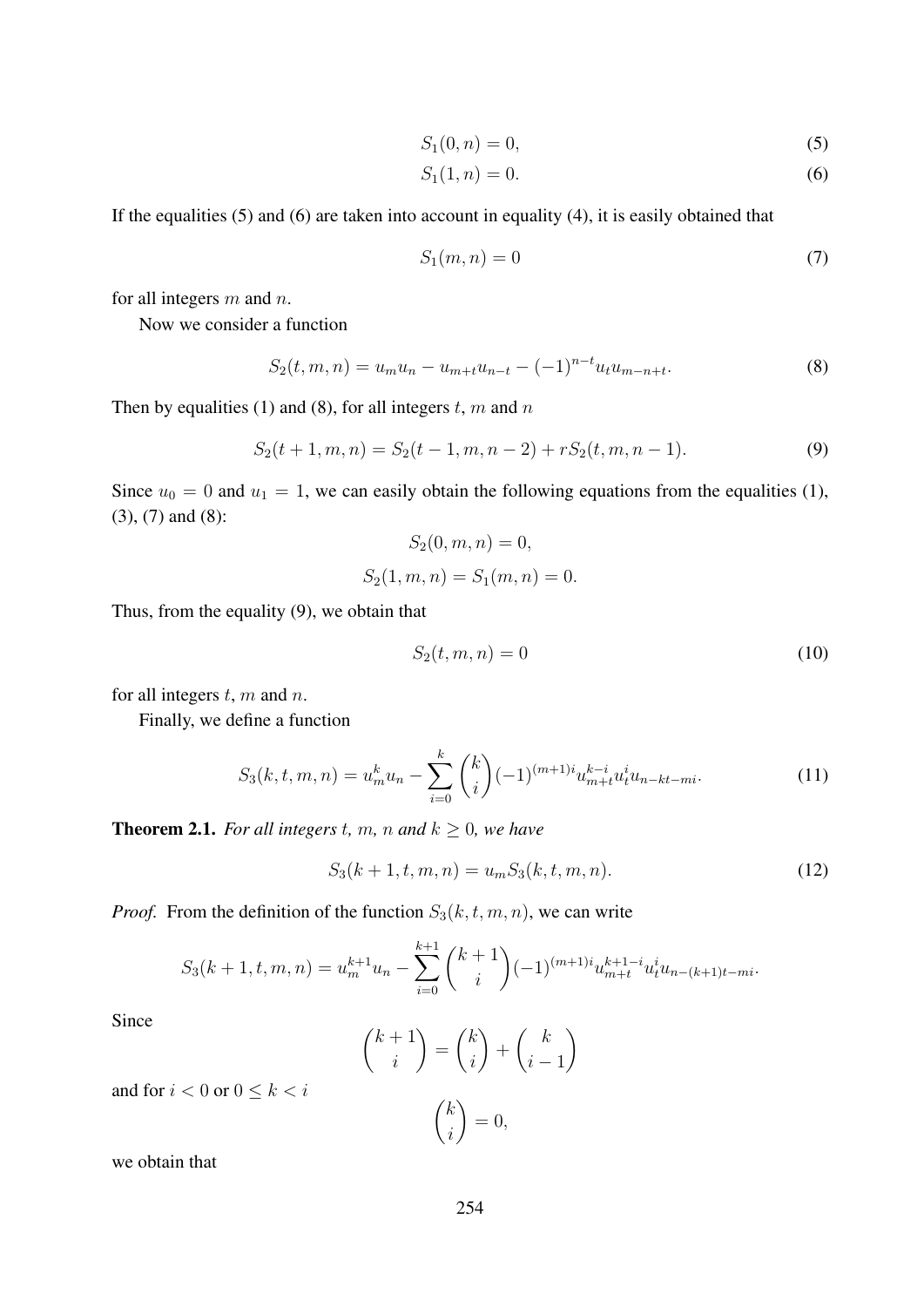$$S_1(0,n) = 0, \tag{5}$$

$$S_1(1,n) = 0. \tag{6}$$

If the equalities (5) and (6) are taken into account in equality (4), it is easily obtained that

$$S_1(m,n) = 0 \tag{7}$$

for all integers $m$ and $n$.

Now we consider a function

$$S_2(t,m,n) = u_m u_n - u_{m+t} u_{n-t} - (-1)^{n-t} u_t u_{m-n+t}. \tag{8}$$

Then by equalities (1) and (8), for all integers $t$, $m$ and $n$

$$S_2(t+1,m,n) = S_2(t-1,m,n-2) + rS_2(t,m,n-1). \tag{9}$$

Since $u_0 = 0$ and $u_1 = 1$, we can easily obtain the following equations from the equalities (1), (3), (7) and (8):

$$S_2(0,m,n) = 0,$$

$$S_2(1,m,n) = S_1(m,n) = 0.$$

Thus, from the equality (9), we obtain that

$$S_2(t,m,n) = 0 \tag{10}$$

for all integers $t$, $m$ and $n$.

Finally, we define a function

$$S_3(k,t,m,n) = u_m^k u_n - \sum_{i=0}^{k} \binom{k}{i} (-1)^{(m+1)i} u_{m+t}^{k-i} u_t^i u_{n-kt-mi}. \tag{11}$$

**Theorem 2.1.** *For all integers $t$, $m$, $n$ and $k \geq 0$, we have*

$$S_3(k+1,t,m,n) = u_m S_3(k,t,m,n). \tag{12}$$

*Proof.* From the definition of the function $S_3(k,t,m,n)$, we can write

$$S_3(k+1,t,m,n) = u_m^{k+1} u_n - \sum_{i=0}^{k+1} \binom{k+1}{i} (-1)^{(m+1)i} u_{m+t}^{k+1-i} u_t^i u_{n-(k+1)t-mi}.$$

Since

$$\binom{k+1}{i} = \binom{k}{i} + \binom{k}{i-1}$$

and for $i < 0$ or $0 \leq k < i$

$$\binom{k}{i} = 0,$$

we obtain that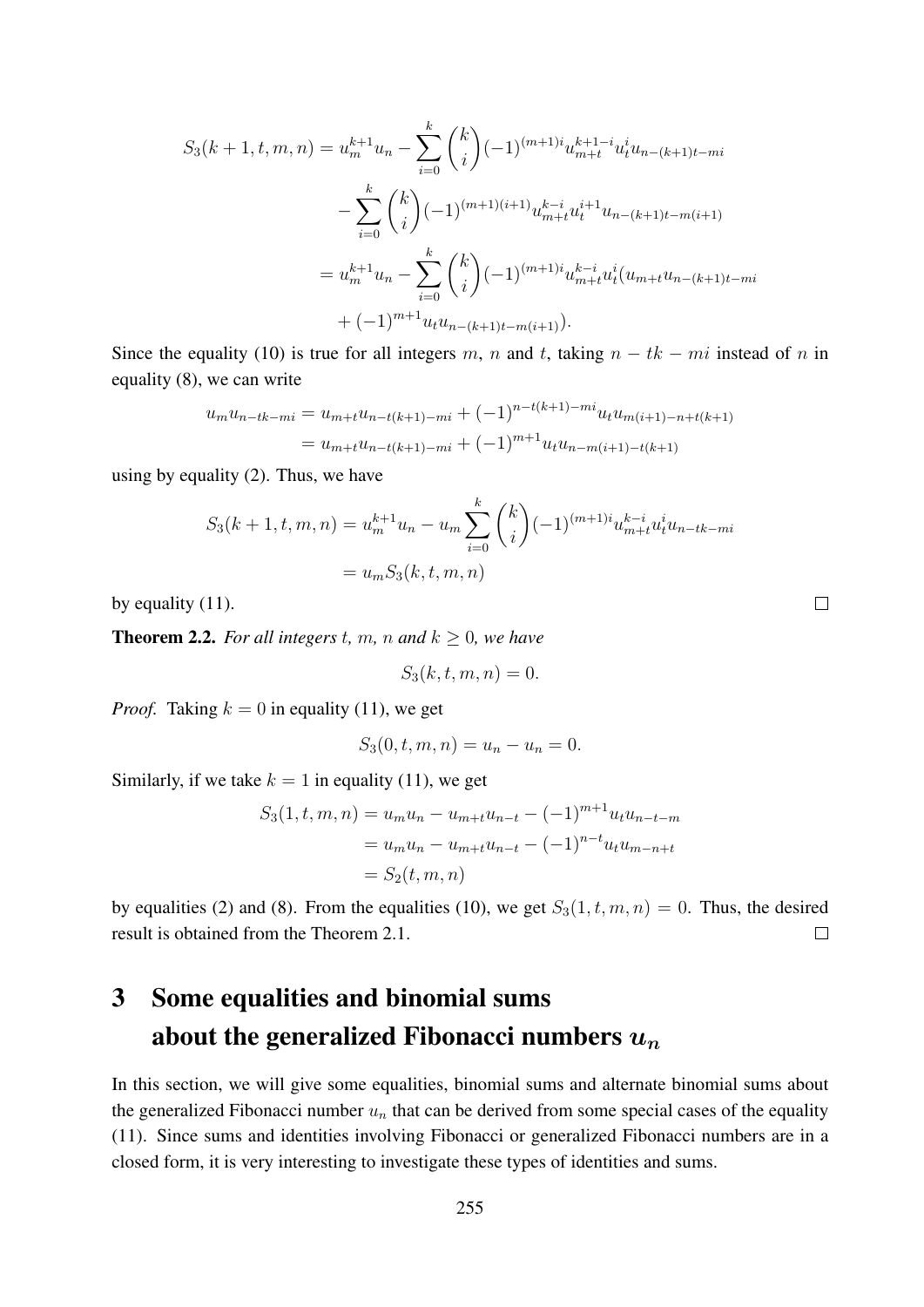$$
\begin{aligned}
S_3(k+1,t,m,n) &= u_m^{k+1}u_n - \sum_{i=0}^{k}\binom{k}{i}(-1)^{(m+1)i}u_{m+t}^{k+1-i}u_t^i u_{n-(k+1)t-mi} \\
&\quad - \sum_{i=0}^{k}\binom{k}{i}(-1)^{(m+1)(i+1)}u_{m+t}^{k-i}u_t^{i+1}u_{n-(k+1)t-m(i+1)} \\
&= u_m^{k+1}u_n - \sum_{i=0}^{k}\binom{k}{i}(-1)^{(m+1)i}u_{m+t}^{k-i}u_t^i(u_{m+t}u_{n-(k+1)t-mi} \\
&\quad + (-1)^{m+1}u_t u_{n-(k+1)t-m(i+1)}).
\end{aligned}
$$

Since the equality (10) is true for all integers $m$, $n$ and $t$, taking $n-tk-mi$ instead of $n$ in equality (8), we can write

$$
\begin{aligned}
u_m u_{n-tk-mi} &= u_{m+t}u_{n-t(k+1)-mi} + (-1)^{n-t(k+1)-mi}u_t u_{m(i+1)-n+t(k+1)} \\
&= u_{m+t}u_{n-t(k+1)-mi} + (-1)^{m+1}u_t u_{n-m(i+1)-t(k+1)}
\end{aligned}
$$

using by equality (2). Thus, we have

$$
\begin{aligned}
S_3(k+1,t,m,n) &= u_m^{k+1}u_n - u_m\sum_{i=0}^{k}\binom{k}{i}(-1)^{(m+1)i}u_{m+t}^{k-i}u_t^i u_{n-tk-mi} \\
&= u_m S_3(k,t,m,n)
\end{aligned}
$$

by equality (11). $\square$

**Theorem 2.2.** *For all integers $t$, $m$, $n$ and $k \geq 0$, we have*

$$
S_3(k,t,m,n) = 0.
$$

*Proof.* Taking $k=0$ in equality (11), we get

$$
S_3(0,t,m,n) = u_n - u_n = 0.
$$

Similarly, if we take $k=1$ in equality (11), we get

$$
\begin{aligned}
S_3(1,t,m,n) &= u_m u_n - u_{m+t}u_{n-t} - (-1)^{m+1}u_t u_{n-t-m} \\
&= u_m u_n - u_{m+t}u_{n-t} - (-1)^{n-t}u_t u_{m-n+t} \\
&= S_2(t,m,n)
\end{aligned}
$$

by equalities (2) and (8). From the equalities (10), we get $S_3(1,t,m,n)=0$. Thus, the desired result is obtained from the Theorem 2.1. $\square$

# 3 Some equalities and binomial sums about the generalized Fibonacci numbers $u_n$

In this section, we will give some equalities, binomial sums and alternate binomial sums about the generalized Fibonacci number $u_n$ that can be derived from some special cases of the equality (11). Since sums and identities involving Fibonacci or generalized Fibonacci numbers are in a closed form, it is very interesting to investigate these types of identities and sums.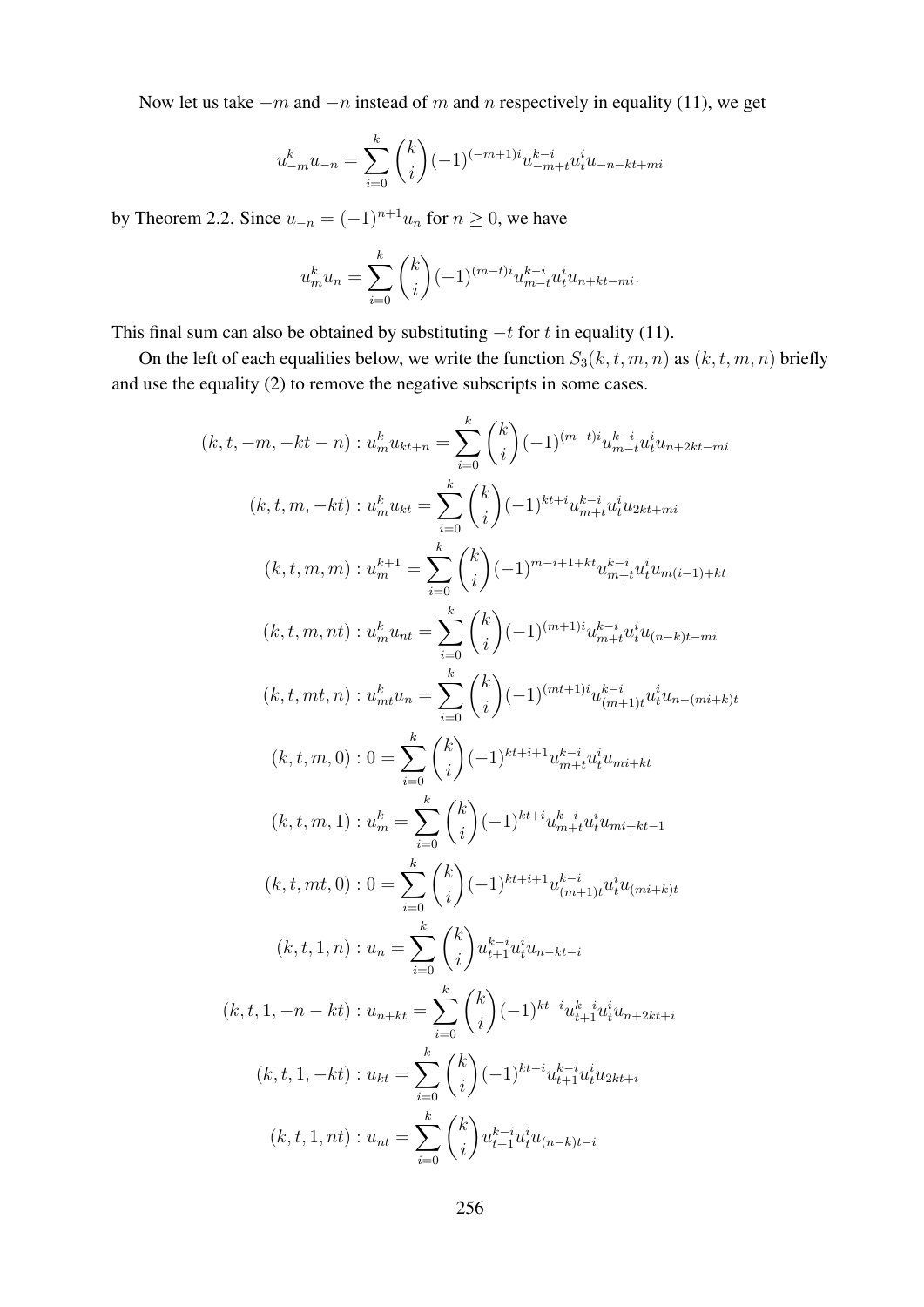Now let us take $-m$ and $-n$ instead of $m$ and $n$ respectively in equality (11), we get

$$u_{-m}^k u_{-n} = \sum_{i=0}^{k} \binom{k}{i} (-1)^{(-m+1)i} u_{-m+t}^{k-i} u_t^i u_{-n-kt+mi}$$

by Theorem 2.2. Since $u_{-n} = (-1)^{n+1} u_n$ for $n \geq 0$, we have

$$u_m^k u_n = \sum_{i=0}^{k} \binom{k}{i} (-1)^{(m-t)i} u_{m-t}^{k-i} u_t^i u_{n+kt-mi}.$$

This final sum can also be obtained by substituting $-t$ for $t$ in equality (11).

On the left of each equalities below, we write the function $S_3(k,t,m,n)$ as $(k,t,m,n)$ briefly and use the equality (2) to remove the negative subscripts in some cases.

$$(k,t,-m,-kt-n) : u_m^k u_{kt+n} = \sum_{i=0}^{k} \binom{k}{i} (-1)^{(m-t)i} u_{m-t}^{k-i} u_t^i u_{n+2kt-mi}$$

$$(k,t,m,-kt) : u_m^k u_{kt} = \sum_{i=0}^{k} \binom{k}{i} (-1)^{kt+i} u_{m+t}^{k-i} u_t^i u_{2kt+mi}$$

$$(k,t,m,m) : u_m^{k+1} = \sum_{i=0}^{k} \binom{k}{i} (-1)^{m-i+1+kt} u_{m+t}^{k-i} u_t^i u_{m(i-1)+kt}$$

$$(k,t,m,nt) : u_m^k u_{nt} = \sum_{i=0}^{k} \binom{k}{i} (-1)^{(m+1)i} u_{m+t}^{k-i} u_t^i u_{(n-k)t-mi}$$

$$(k,t,mt,n) : u_{mt}^k u_n = \sum_{i=0}^{k} \binom{k}{i} (-1)^{(mt+1)i} u_{(m+1)t}^{k-i} u_t^i u_{n-(mi+k)t}$$

$$(k,t,m,0) : 0 = \sum_{i=0}^{k} \binom{k}{i} (-1)^{kt+i+1} u_{m+t}^{k-i} u_t^i u_{mi+kt}$$

$$(k,t,m,1) : u_m^k = \sum_{i=0}^{k} \binom{k}{i} (-1)^{kt+i} u_{m+t}^{k-i} u_t^i u_{mi+kt-1}$$

$$(k,t,mt,0) : 0 = \sum_{i=0}^{k} \binom{k}{i} (-1)^{kt+i+1} u_{(m+1)t}^{k-i} u_t^i u_{(mi+k)t}$$

$$(k,t,1,n) : u_n = \sum_{i=0}^{k} \binom{k}{i} u_{t+1}^{k-i} u_t^i u_{n-kt-i}$$

$$(k,t,1,-n-kt) : u_{n+kt} = \sum_{i=0}^{k} \binom{k}{i} (-1)^{kt-i} u_{t+1}^{k-i} u_t^i u_{n+2kt+i}$$

$$(k,t,1,-kt) : u_{kt} = \sum_{i=0}^{k} \binom{k}{i} (-1)^{kt-i} u_{t+1}^{k-i} u_t^i u_{2kt+i}$$

$$(k,t,1,nt) : u_{nt} = \sum_{i=0}^{k} \binom{k}{i} u_{t+1}^{k-i} u_t^i u_{(n-k)t-i}$$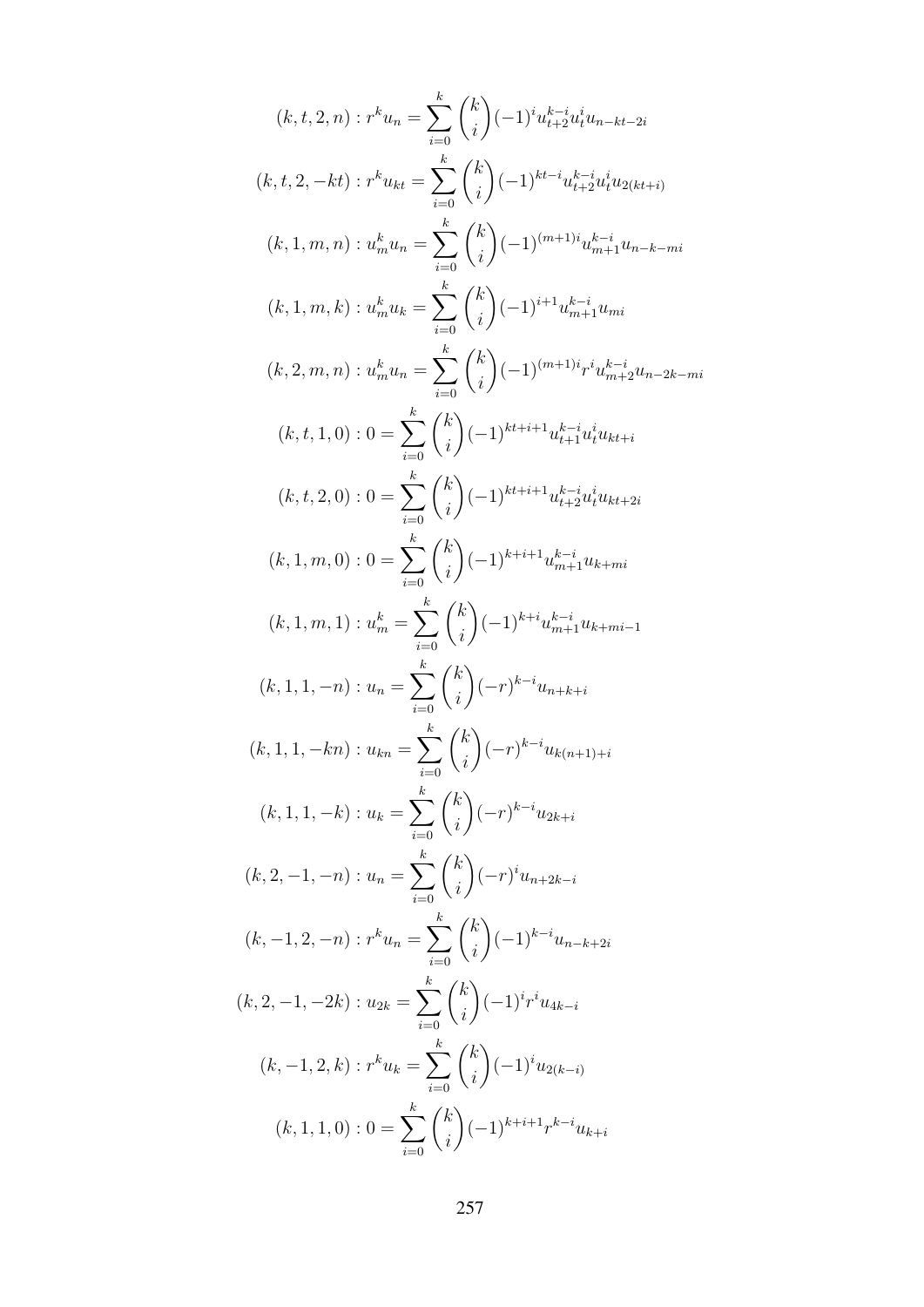$$(k,t,2,n) : r^k u_n = \sum_{i=0}^{k} \binom{k}{i} (-1)^i u_{t+2}^{k-i} u_t^i u_{n-kt-2i}$$

$$(k,t,2,-kt) : r^k u_{kt} = \sum_{i=0}^{k} \binom{k}{i} (-1)^{kt-i} u_{t+2}^{k-i} u_t^i u_{2(kt+i)}$$

$$(k,1,m,n) : u_m^k u_n = \sum_{i=0}^{k} \binom{k}{i} (-1)^{(m+1)i} u_{m+1}^{k-i} u_{n-k-mi}$$

$$(k,1,m,k) : u_m^k u_k = \sum_{i=0}^{k} \binom{k}{i} (-1)^{i+1} u_{m+1}^{k-i} u_{mi}$$

$$(k,2,m,n) : u_m^k u_n = \sum_{i=0}^{k} \binom{k}{i} (-1)^{(m+1)i} r^i u_{m+2}^{k-i} u_{n-2k-mi}$$

$$(k,t,1,0) : 0 = \sum_{i=0}^{k} \binom{k}{i} (-1)^{kt+i+1} u_{t+1}^{k-i} u_t^i u_{kt+i}$$

$$(k,t,2,0) : 0 = \sum_{i=0}^{k} \binom{k}{i} (-1)^{kt+i+1} u_{t+2}^{k-i} u_t^i u_{kt+2i}$$

$$(k,1,m,0) : 0 = \sum_{i=0}^{k} \binom{k}{i} (-1)^{k+i+1} u_{m+1}^{k-i} u_{k+mi}$$

$$(k,1,m,1) : u_m^k = \sum_{i=0}^{k} \binom{k}{i} (-1)^{k+i} u_{m+1}^{k-i} u_{k+mi-1}$$

$$(k,1,1,-n) : u_n = \sum_{i=0}^{k} \binom{k}{i} (-r)^{k-i} u_{n+k+i}$$

$$(k,1,1,-kn) : u_{kn} = \sum_{i=0}^{k} \binom{k}{i} (-r)^{k-i} u_{k(n+1)+i}$$

$$(k,1,1,-k) : u_k = \sum_{i=0}^{k} \binom{k}{i} (-r)^{k-i} u_{2k+i}$$

$$(k,2,-1,-n) : u_n = \sum_{i=0}^{k} \binom{k}{i} (-r)^i u_{n+2k-i}$$

$$(k,-1,2,-n) : r^k u_n = \sum_{i=0}^{k} \binom{k}{i} (-1)^{k-i} u_{n-k+2i}$$

$$(k,2,-1,-2k) : u_{2k} = \sum_{i=0}^{k} \binom{k}{i} (-1)^i r^i u_{4k-i}$$

$$(k,-1,2,k) : r^k u_k = \sum_{i=0}^{k} \binom{k}{i} (-1)^i u_{2(k-i)}$$

$$(k,1,1,0) : 0 = \sum_{i=0}^{k} \binom{k}{i} (-1)^{k+i+1} r^{k-i} u_{k+i}$$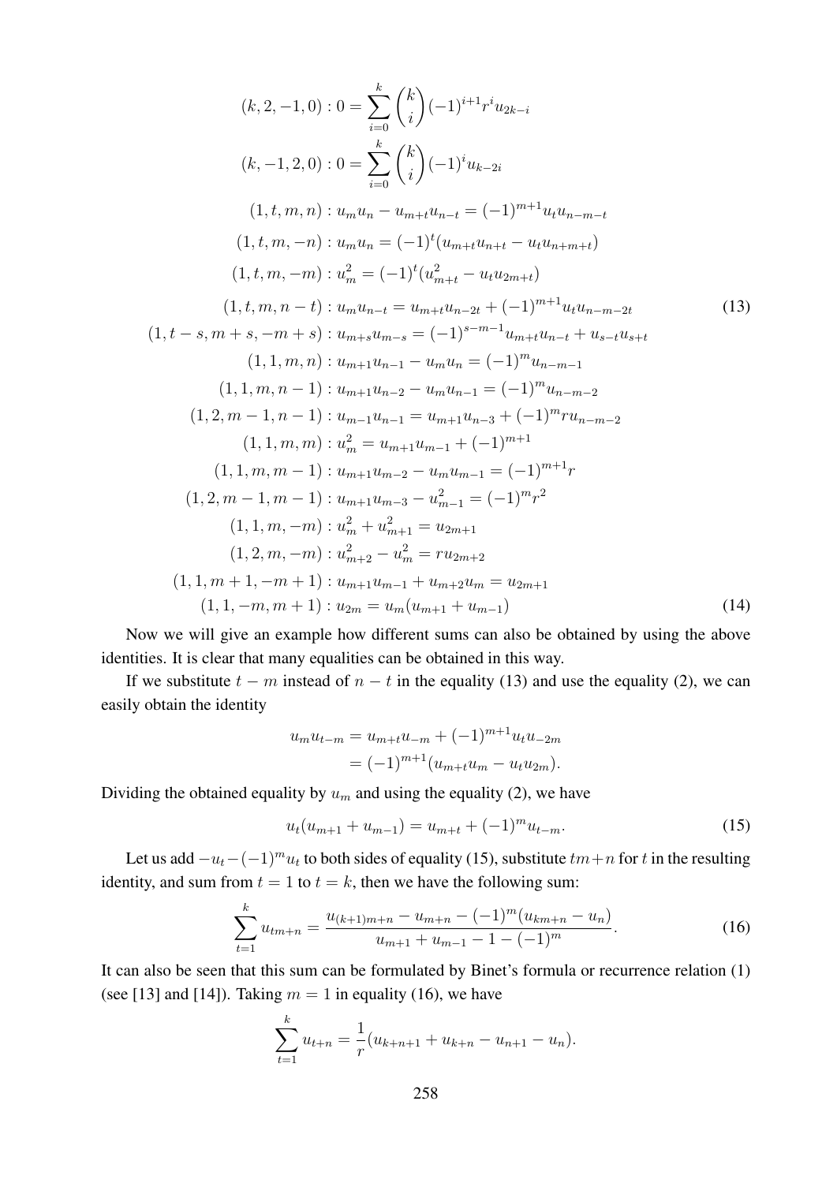$$(k,2,-1,0) : 0 = \sum_{i=0}^{k} \binom{k}{i} (-1)^{i+1} r^i u_{2k-i}$$

$$(k,-1,2,0) : 0 = \sum_{i=0}^{k} \binom{k}{i} (-1)^{i} u_{k-2i}$$

$$(1,t,m,n) : u_m u_n - u_{m+t} u_{n-t} = (-1)^{m+1} u_t u_{n-m-t}$$

$$(1,t,m,-n) : u_m u_n = (-1)^t (u_{m+t} u_{n+t} - u_t u_{n+m+t})$$

$$(1,t,m,-m) : u_m^2 = (-1)^t (u_{m+t}^2 - u_t u_{2m+t})$$

$$(1,t,m,n-t) : u_m u_{n-t} = u_{m+t} u_{n-2t} + (-1)^{m+1} u_t u_{n-m-2t} \tag{13}$$

$$(1,t-s,m+s,-m+s) : u_{m+s} u_{m-s} = (-1)^{s-m-1} u_{m+t} u_{n-t} + u_{s-t} u_{s+t}$$

$$(1,1,m,n) : u_{m+1} u_{n-1} - u_m u_n = (-1)^m u_{n-m-1}$$

$$(1,1,m,n-1) : u_{m+1} u_{n-2} - u_m u_{n-1} = (-1)^m u_{n-m-2}$$

$$(1,2,m-1,n-1) : u_{m-1} u_{n-1} = u_{m+1} u_{n-3} + (-1)^m r u_{n-m-2}$$

$$(1,1,m,m) : u_m^2 = u_{m+1} u_{m-1} + (-1)^{m+1}$$

$$(1,1,m,m-1) : u_{m+1} u_{m-2} - u_m u_{m-1} = (-1)^{m+1} r$$

$$(1,2,m-1,m-1) : u_{m+1} u_{m-3} - u_{m-1}^2 = (-1)^m r^2$$

$$(1,1,m,-m) : u_m^2 + u_{m+1}^2 = u_{2m+1}$$

$$(1,2,m,-m) : u_{m+2}^2 - u_m^2 = r u_{2m+2}$$

$$(1,1,m+1,-m+1) : u_{m+1} u_{m-1} + u_{m+2} u_m = u_{2m+1}$$

$$(1,1,-m,m+1) : u_{2m} = u_m (u_{m+1} + u_{m-1}) \tag{14}$$

Now we will give an example how different sums can also be obtained by using the above identities. It is clear that many equalities can be obtained in this way.

If we substitute $t-m$ instead of $n-t$ in the equality (13) and use the equality (2), we can easily obtain the identity

$$\begin{aligned} u_m u_{t-m} &= u_{m+t} u_{-m} + (-1)^{m+1} u_t u_{-2m} \\ &= (-1)^{m+1} (u_{m+t} u_m - u_t u_{2m}). \end{aligned}$$

Dividing the obtained equality by $u_m$ and using the equality (2), we have

$$u_t (u_{m+1} + u_{m-1}) = u_{m+t} + (-1)^m u_{t-m}. \tag{15}$$

Let us add $-u_t - (-1)^m u_t$ to both sides of equality (15), substitute $tm+n$ for $t$ in the resulting identity, and sum from $t=1$ to $t=k$, then we have the following sum:

$$\sum_{t=1}^{k} u_{tm+n} = \frac{u_{(k+1)m+n} - u_{m+n} - (-1)^m (u_{km+n} - u_n)}{u_{m+1} + u_{m-1} - 1 - (-1)^m}. \tag{16}$$

It can also be seen that this sum can be formulated by Binet's formula or recurrence relation (1) (see [13] and [14]). Taking $m=1$ in equality (16), we have

$$\sum_{t=1}^{k} u_{t+n} = \frac{1}{r} (u_{k+n+1} + u_{k+n} - u_{n+1} - u_n).$$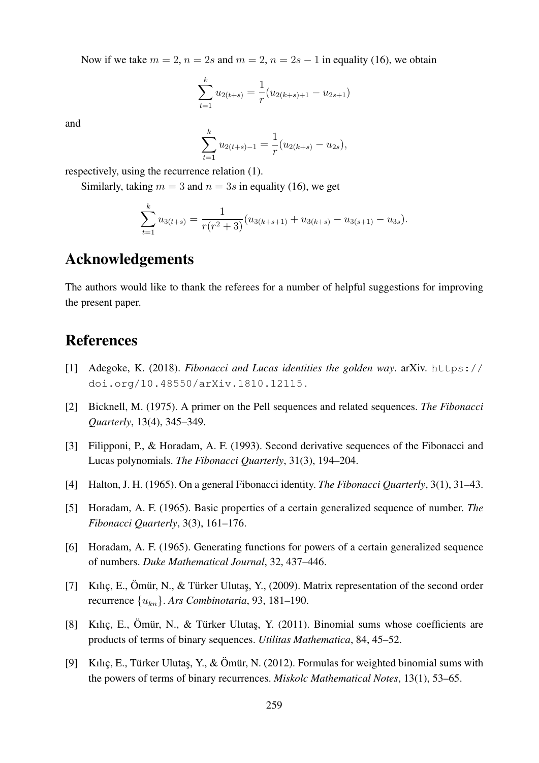Now if we take $m = 2$, $n = 2s$ and $m = 2$, $n = 2s - 1$ in equality (16), we obtain

$$\sum_{t=1}^{k} u_{2(t+s)} = \frac{1}{r}(u_{2(k+s)+1} - u_{2s+1})$$

and

$$\sum_{t=1}^{k} u_{2(t+s)-1} = \frac{1}{r}(u_{2(k+s)} - u_{2s}),$$

respectively, using the recurrence relation (1).

Similarly, taking $m = 3$ and $n = 3s$ in equality (16), we get

$$\sum_{t=1}^{k} u_{3(t+s)} = \frac{1}{r(r^2+3)}(u_{3(k+s+1)} + u_{3(k+s)} - u_{3(s+1)} - u_{3s}).$$

## Acknowledgements

The authors would like to thank the referees for a number of helpful suggestions for improving the present paper.

## References

[1] Adegoke, K. (2018). *Fibonacci and Lucas identities the golden way*. arXiv. https://doi.org/10.48550/arXiv.1810.12115.

[2] Bicknell, M. (1975). A primer on the Pell sequences and related sequences. *The Fibonacci Quarterly*, 13(4), 345–349.

[3] Filipponi, P., & Horadam, A. F. (1993). Second derivative sequences of the Fibonacci and Lucas polynomials. *The Fibonacci Quarterly*, 31(3), 194–204.

[4] Halton, J. H. (1965). On a general Fibonacci identity. *The Fibonacci Quarterly*, 3(1), 31–43.

[5] Horadam, A. F. (1965). Basic properties of a certain generalized sequence of number. *The Fibonacci Quarterly*, 3(3), 161–176.

[6] Horadam, A. F. (1965). Generating functions for powers of a certain generalized sequence of numbers. *Duke Mathematical Journal*, 32, 437–446.

[7] Kılıç, E., Ömür, N., & Türker Ulutaş, Y., (2009). Matrix representation of the second order recurrence $\{u_{kn}\}$. *Ars Combinotaria*, 93, 181–190.

[8] Kılıç, E., Ömür, N., & Türker Ulutaş, Y. (2011). Binomial sums whose coefficients are products of terms of binary sequences. *Utilitas Mathematica*, 84, 45–52.

[9] Kılıç, E., Türker Ulutaş, Y., & Ömür, N. (2012). Formulas for weighted binomial sums with the powers of terms of binary recurrences. *Miskolc Mathematical Notes*, 13(1), 53–65.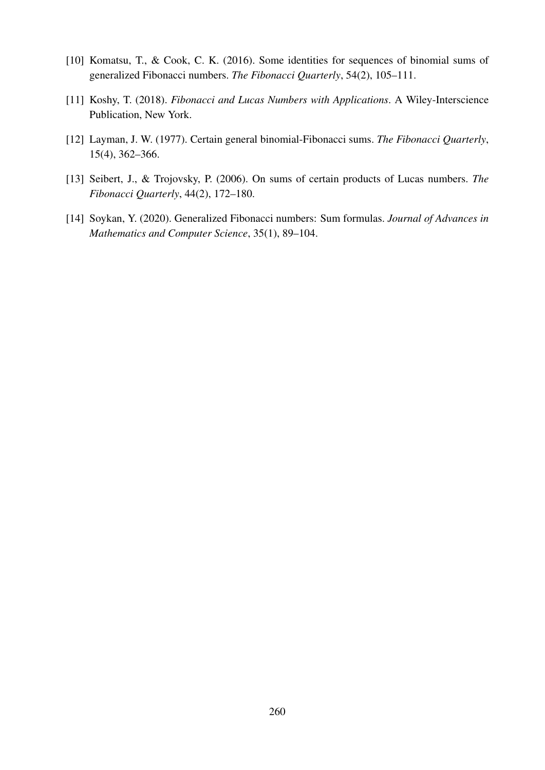[10] Komatsu, T., & Cook, C. K. (2016). Some identities for sequences of binomial sums of generalized Fibonacci numbers. *The Fibonacci Quarterly*, 54(2), 105–111.

[11] Koshy, T. (2018). *Fibonacci and Lucas Numbers with Applications*. A Wiley-Interscience Publication, New York.

[12] Layman, J. W. (1977). Certain general binomial-Fibonacci sums. *The Fibonacci Quarterly*, 15(4), 362–366.

[13] Seibert, J., & Trojovsky, P. (2006). On sums of certain products of Lucas numbers. *The Fibonacci Quarterly*, 44(2), 172–180.

[14] Soykan, Y. (2020). Generalized Fibonacci numbers: Sum formulas. *Journal of Advances in Mathematics and Computer Science*, 35(1), 89–104.